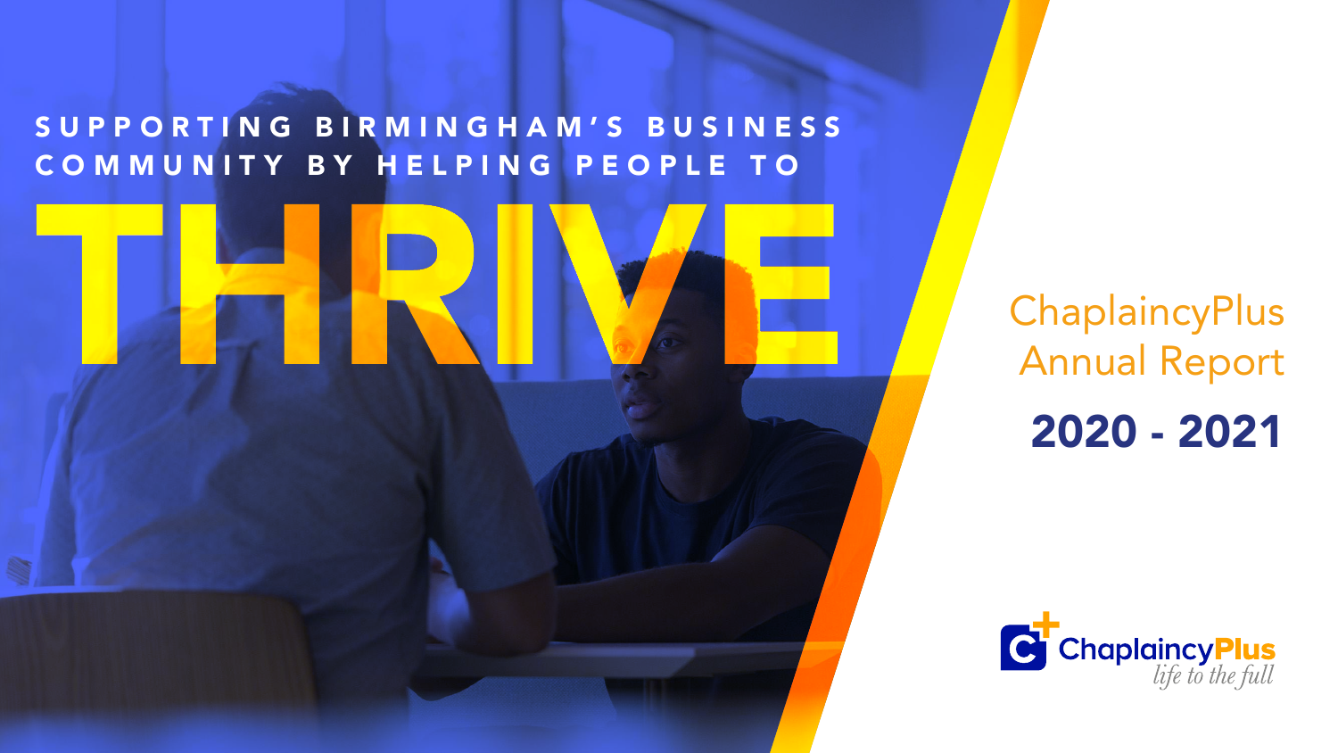SUPPORTING BIRMINGHAM'S BUSINESS COMMUNITY BY HELPING PEOPLE TO

# THRIVE

## ChaplaincyPlus Annual Report

## 2020 - 2021

ChaplaincyPlus

*life to the full*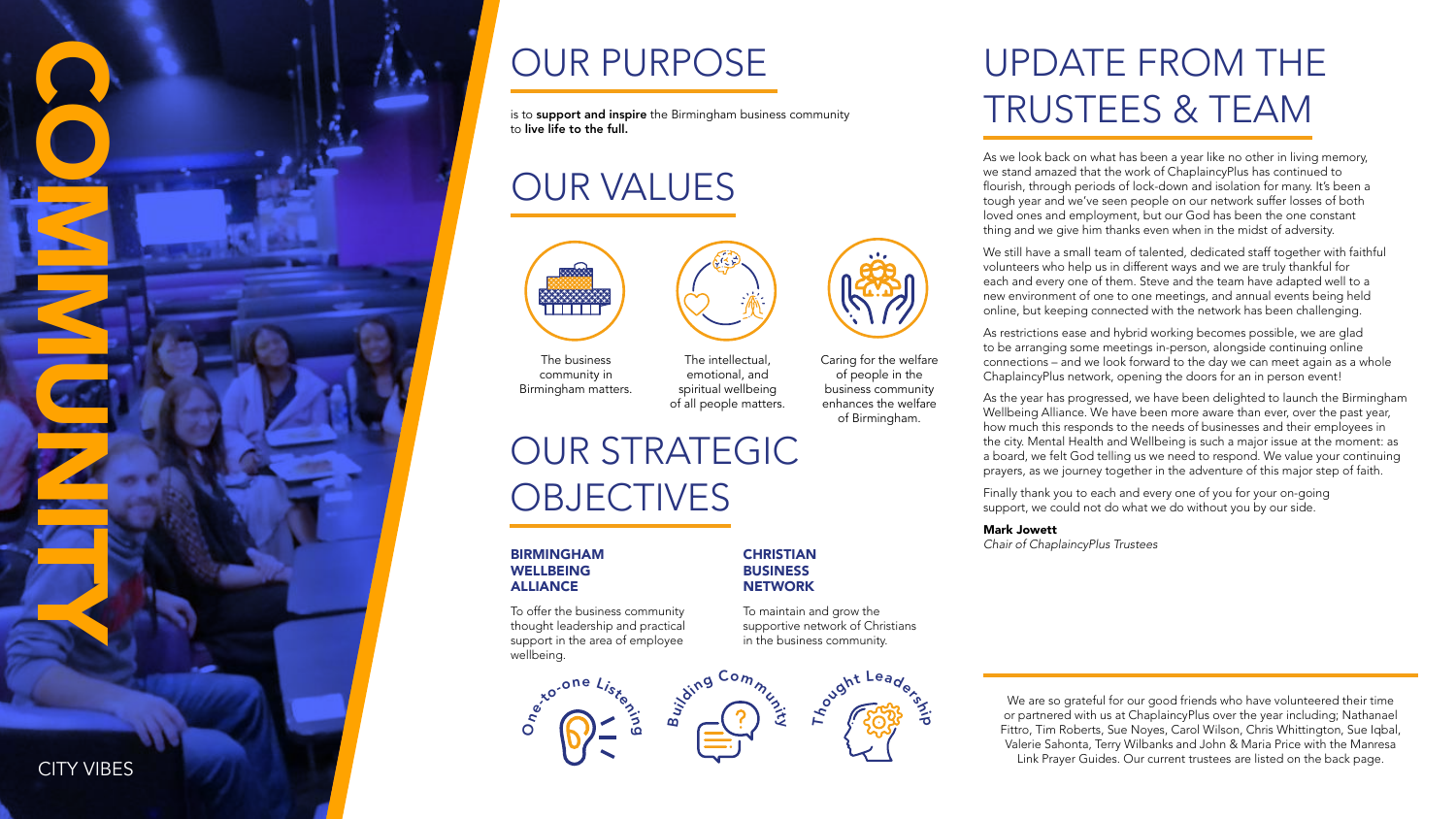COMMUNITY

CITY VIBES

# OUR PURPOSE

is to **support and inspire** the Birmingham business community to **live life to the full.**

# OUR VALUES

The business community in Birmingham matters.

The intellectual, emotional, and spiritual wellbeing of all people matters.

Caring for the welfare of people in the business community enhances the welfare of Birmingham.

# OUR STRATEGIC OBJECTIVES

### BIRMINGHAM WELLBEING ALLIANCE

To offer the business community thought leadership and practical support in the area of employee wellbeing.

### CHRISTIAN BUSINESS NETWORK

To maintain and grow the supportive network of Christians in the business community.

One-to-one Listening

Building Community

Thought Leadership

# UPDATE FROM THE TRUSTEES & TEAM

As we look back on what has been a year like no other in living memory, we stand amazed that the work of ChaplaincyPlus has continued to flourish, through periods of lock-down and isolation for many. It's been a tough year and we've seen people on our network suffer losses of both loved ones and employment, but our God has been the one constant thing and we give him thanks even when in the midst of adversity.

We still have a small team of talented, dedicated staff together with faithful volunteers who help us in different ways and we are truly thankful for each and every one of them. Steve and the team have adapted well to a new environment of one to one meetings, and annual events being held online, but keeping connected with the network has been challenging.

As restrictions ease and hybrid working becomes possible, we are glad to be arranging some meetings in-person, alongside continuing online connections – and we look forward to the day we can meet again as a whole ChaplaincyPlus network, opening the doors for an in person event!

As the year has progressed, we have been delighted to launch the Birmingham Wellbeing Alliance. We have been more aware than ever, over the past year, how much this responds to the needs of businesses and their employees in the city. Mental Health and Wellbeing is such a major issue at the moment: as a board, we felt God telling us we need to respond. We value your continuing prayers, as we journey together in the adventure of this major step of faith.

Finally thank you to each and every one of you for your on-going support, we could not do what we do without you by our side.

**Mark Jowett**
*Chair of ChaplaincyPlus Trustees*

We are so grateful for our good friends who have volunteered their time or partnered with us at ChaplaincyPlus over the year including; Nathanael Fittro, Tim Roberts, Sue Noyes, Carol Wilson, Chris Whittington, Sue Iqbal, Valerie Sahonta, Terry Wilbanks and John & Maria Price with the Manresa Link Prayer Guides. Our current trustees are listed on the back page.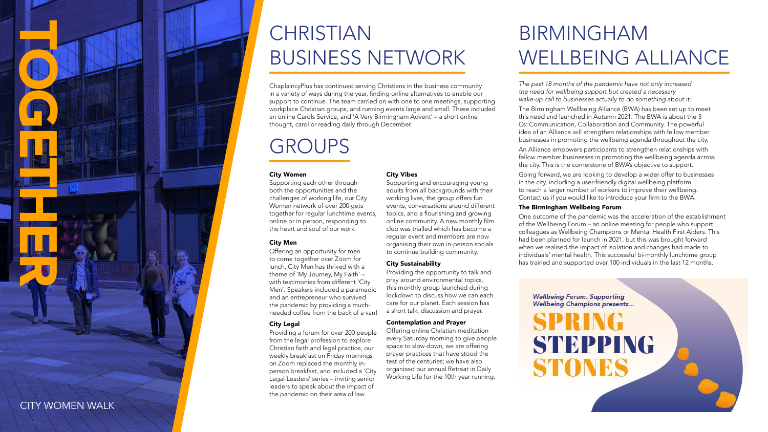TOGETHER

CITY WOMEN WALK

# CHRISTIAN BUSINESS NETWORK

ChaplaincyPlus has continued serving Christians in the business community in a variety of ways during the year, finding online alternatives to enable our support to continue. The team carried on with one to one meetings, supporting workplace Christian groups, and running events large and small. These included an online Carols Service, and 'A Very Birmingham Advent' – a short online thought, carol or reading daily through December.

# GROUPS

**City Women**
Supporting each other through both the opportunities and the challenges of working life, our City Women network of over 200 gets together for regular lunchtime events, online or in person, responding to the heart and soul of our work.

**City Men**
Offering an opportunity for men to come together over Zoom for lunch, City Men has thrived with a theme of 'My Journey, My Faith' – with testimonies from different 'City Men'. Speakers included a paramedic and an entrepreneur who survived the pandemic by providing a much-needed coffee from the back of a van!

**City Legal**
Providing a forum for over 200 people from the legal profession to explore Christian faith and legal practice, our weekly breakfast on Friday mornings on Zoom replaced the monthly in-person breakfast, and included a 'City Legal Leaders' series – inviting senior leaders to speak about the impact of the pandemic on their area of law.

**City Vibes**
Supporting and encouraging young adults from all backgrounds with their working lives, the group offers fun events, conversations around different topics, and a flourishing and growing online community. A new monthly film club was trialled which has become a regular event and members are now organising their own in-person socials to continue building community.

**City Sustainability**
Providing the opportunity to talk and pray around environmental topics, this monthly group launched during lockdown to discuss how we can each care for our planet. Each session has a short talk, discussion and prayer.

**Contemplation and Prayer**
Offering online Christian meditation every Saturday morning to give people space to slow down, we are offering prayer practices that have stood the test of the centuries; we have also organised our annual Retreat in Daily Working Life for the 10th year running.

# BIRMINGHAM WELLBEING ALLIANCE

*The past 18 months of the pandemic have not only increased the need for wellbeing support but created a necessary wake-up call to businesses actually to do something about it!*

The Birmingham Wellbeing Alliance (BWA) has been set up to meet this need and launched in Autumn 2021. The BWA is about the 3 Cs: Communication, Collaboration and Community. The powerful idea of an Alliance will strengthen relationships with fellow member businesses in promoting the wellbeing agenda throughout the city.

An Alliance empowers participants to strengthen relationships with fellow member businesses in promoting the wellbeing agenda across the city. This is the cornerstone of BWA's objective to support.

Going forward, we are looking to develop a wider offer to businesses in the city, including a user-friendly digital wellbeing platform to reach a larger number of workers to improve their wellbeing. Contact us if you would like to introduce your firm to the BWA.

**The Birmingham Wellbeing Forum**
One outcome of the pandemic was the acceleration of the establishment of the Wellbeing Forum – an online meeting for people who support colleagues as Wellbeing Champions or Mental Health First Aiders. This had been planned for launch in 2021, but this was brought forward when we realised the impact of isolation and changes had made to individuals' mental health. This successful bi-monthly lunchtime group has trained and supported over 100 individuals in the last 12 months.

*Wellbeing Forum: Supporting Wellbeing Champions presents...*

**SPRING STEPPING STONES**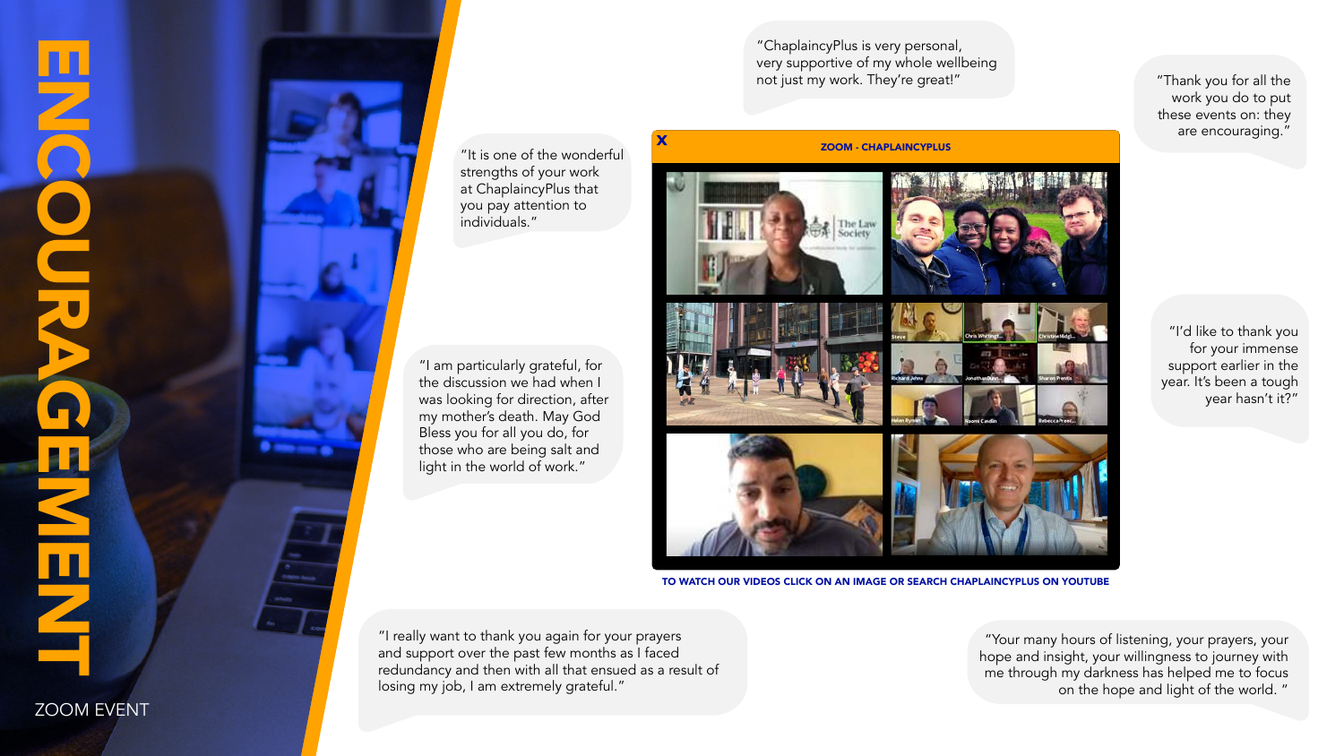# ENCOURAGEMENT

ZOOM EVENT

"It is one of the wonderful strengths of your work at ChaplaincyPlus that you pay attention to individuals."

"I am particularly grateful, for the discussion we had when I was looking for direction, after my mother's death. May God Bless you for all you do, for those who are being salt and light in the world of work."

"ChaplaincyPlus is very personal, very supportive of my whole wellbeing not just my work. They're great!"

ZOOM - CHAPLAINCYPLUS

TO WATCH OUR VIDEOS CLICK ON AN IMAGE OR SEARCH CHAPLAINCYPLUS ON YOUTUBE

"Thank you for all the work you do to put these events on: they are encouraging."

"I'd like to thank you for your immense support earlier in the year. It's been a tough year hasn't it?"

"I really want to thank you again for your prayers and support over the past few months as I faced redundancy and then with all that ensued as a result of losing my job, I am extremely grateful."

"Your many hours of listening, your prayers, your hope and insight, your willingness to journey with me through my darkness has helped me to focus on the hope and light of the world. "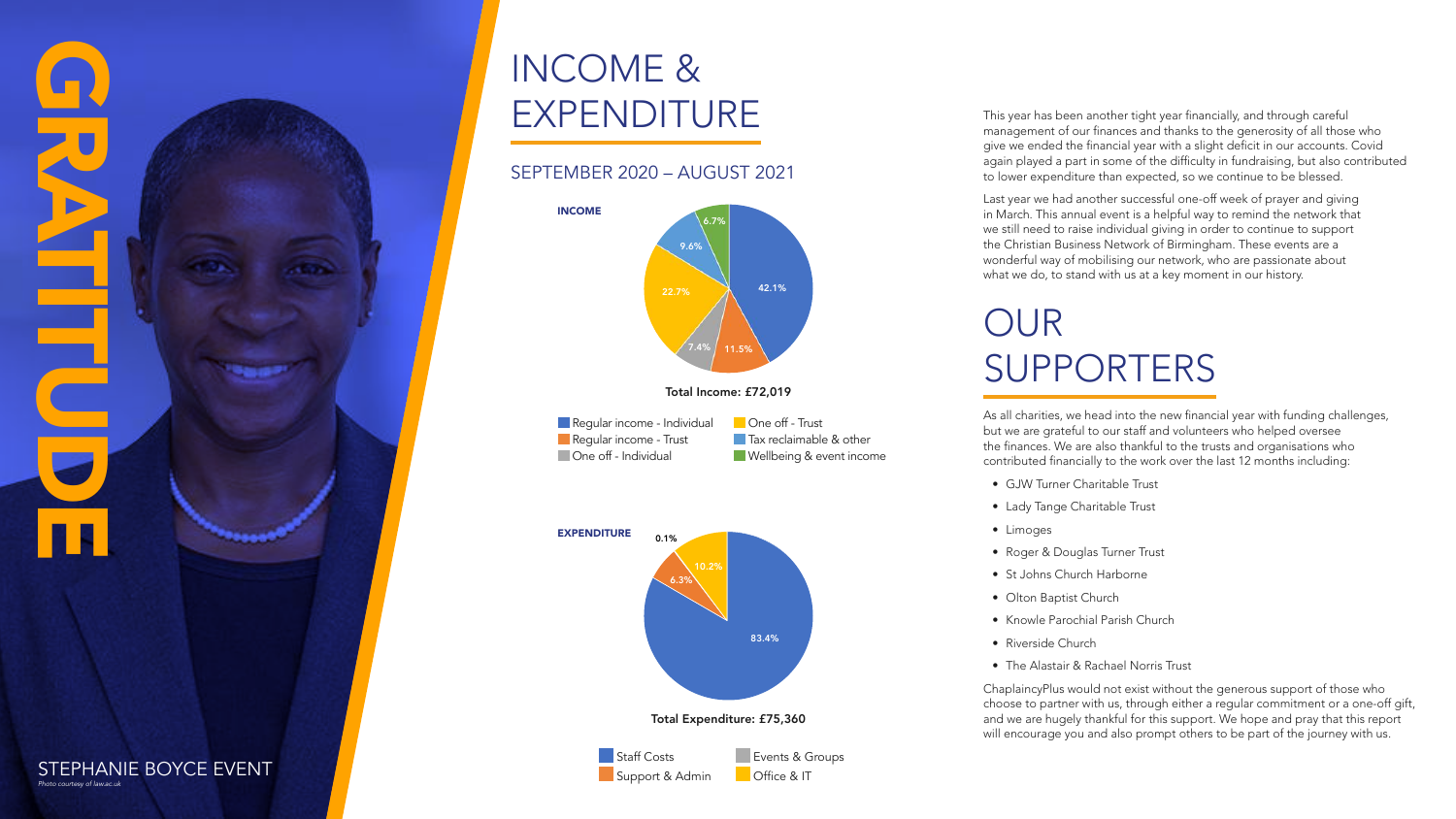# GRATITUDE

STEPHANIE BOYCE EVENT

*Photo courtesy of law.ac.uk*

# INCOME & EXPENDITURE

## SEPTEMBER 2020 – AUGUST 2021

**INCOME**

| Category | Share |
| --- | --- |
| Regular income - Individual | 42.1% |
| Regular income - Trust | 11.5% |
| One off - Individual | 7.4% |
| One off - Trust | 22.7% |
| Tax reclaimable & other | 9.6% |
| Wellbeing & event income | 6.7% |

**Total Income: £72,019**

**EXPENDITURE**

| Category | Share |
| --- | --- |
| Staff Costs | 83.4% |
| Support & Admin | 6.3% |
| Events & Groups | 0.1% |
| Office & IT | 10.2% |

**Total Expenditure: £75,360**

This year has been another tight year financially, and through careful management of our finances and thanks to the generosity of all those who give we ended the financial year with a slight deficit in our accounts. Covid again played a part in some of the difficulty in fundraising, but also contributed to lower expenditure than expected, so we continue to be blessed.

Last year we had another successful one-off week of prayer and giving in March. This annual event is a helpful way to remind the network that we still need to raise individual giving in order to continue to support the Christian Business Network of Birmingham. These events are a wonderful way of mobilising our network, who are passionate about what we do, to stand with us at a key moment in our history.

# OUR SUPPORTERS

As all charities, we head into the new financial year with funding challenges, but we are grateful to our staff and volunteers who helped oversee the finances. We are also thankful to the trusts and organisations who contributed financially to the work over the last 12 months including:

- GJW Turner Charitable Trust
- Lady Tange Charitable Trust
- Limoges
- Roger & Douglas Turner Trust
- St Johns Church Harborne
- Olton Baptist Church
- Knowle Parochial Parish Church
- Riverside Church
- The Alastair & Rachael Norris Trust

ChaplaincyPlus would not exist without the generous support of those who choose to partner with us, through either a regular commitment or a one-off gift, and we are hugely thankful for this support. We hope and pray that this report will encourage you and also prompt others to be part of the journey with us.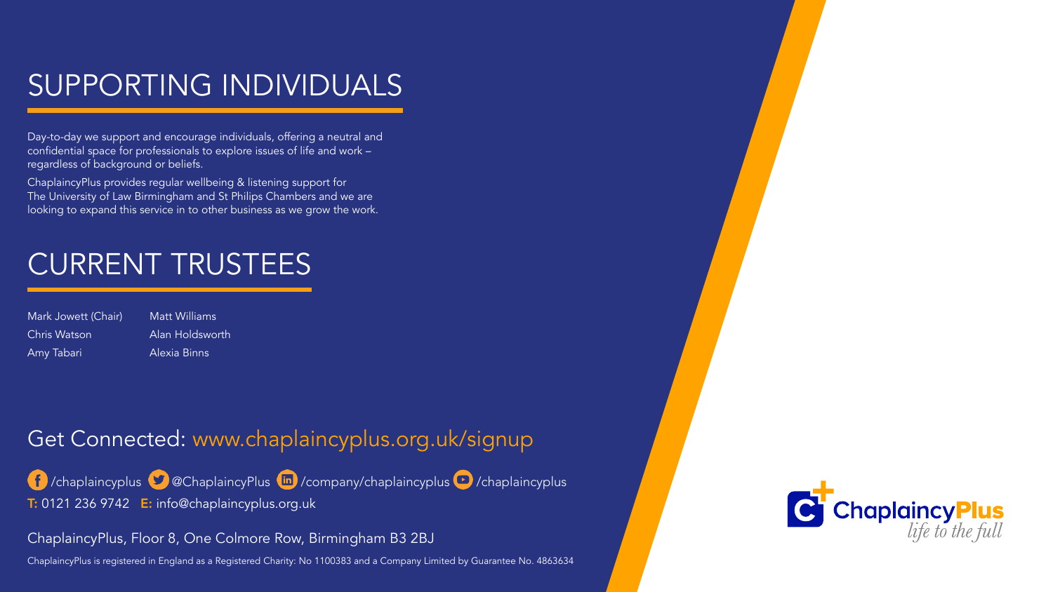## SUPPORTING INDIVIDUALS

Day-to-day we support and encourage individuals, offering a neutral and confidential space for professionals to explore issues of life and work – regardless of background or beliefs.

ChaplaincyPlus provides regular wellbeing & listening support for The University of Law Birmingham and St Philips Chambers and we are looking to expand this service in to other business as we grow the work.

## CURRENT TRUSTEES

| | |
|---|---|
| Mark Jowett (Chair) | Matt Williams |
| Chris Watson | Alan Holdsworth |
| Amy Tabari | Alexia Binns |

## Get Connected: www.chaplaincyplus.org.uk/signup

/chaplaincyplus @ChaplaincyPlus /company/chaplaincyplus /chaplaincyplus

**T:** 0121 236 9742 **E:** info@chaplaincyplus.org.uk

ChaplaincyPlus, Floor 8, One Colmore Row, Birmingham B3 2BJ

ChaplaincyPlus is registered in England as a Registered Charity: No 1100383 and a Company Limited by Guarantee No. 4863634

ChaplaincyPlus

*life to the full*